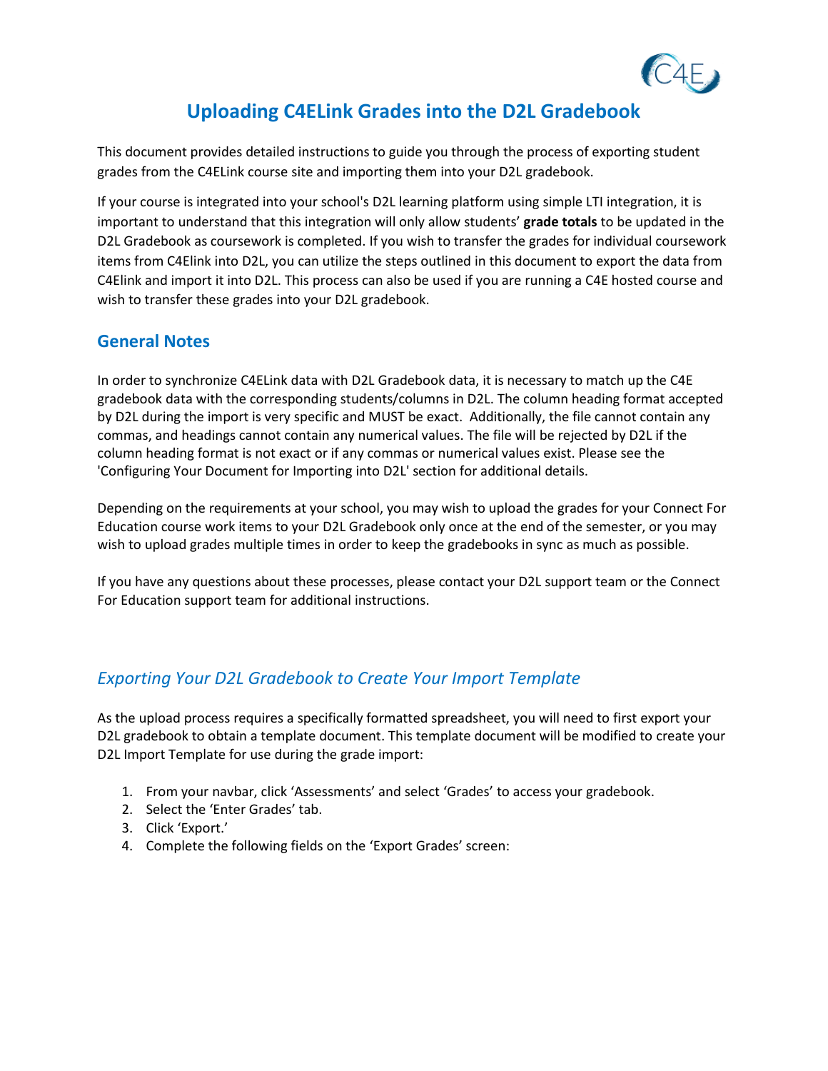# Uploading C4ELink Grades into the D2L Gradebook

This document provides detailed instructions to guide you through the process of exporting student grades from the C4ELink course site and importing them into your D2L gradebook.

If your course is integrated into your school's D2L learning platform using simple LTI integration, it is important to understand that this integration will only allow students' **grade totals** to be updated in the D2L Gradebook as coursework is completed. If you wish to transfer the grades for individual coursework items from C4Elink into D2L, you can utilize the steps outlined in this document to export the data from C4Elink and import it into D2L. This process can also be used if you are running a C4E hosted course and wish to transfer these grades into your D2L gradebook.

## General Notes

In order to synchronize C4ELink data with D2L Gradebook data, it is necessary to match up the C4E gradebook data with the corresponding students/columns in D2L. The column heading format accepted by D2L during the import is very specific and MUST be exact. Additionally, the file cannot contain any commas, and headings cannot contain any numerical values. The file will be rejected by D2L if the column heading format is not exact or if any commas or numerical values exist. Please see the 'Configuring Your Document for Importing into D2L' section for additional details.

Depending on the requirements at your school, you may wish to upload the grades for your Connect For Education course work items to your D2L Gradebook only once at the end of the semester, or you may wish to upload grades multiple times in order to keep the gradebooks in sync as much as possible.

If you have any questions about these processes, please contact your D2L support team or the Connect For Education support team for additional instructions.

### *Exporting Your D2L Gradebook to Create Your Import Template*

As the upload process requires a specifically formatted spreadsheet, you will need to first export your D2L gradebook to obtain a template document. This template document will be modified to create your D2L Import Template for use during the grade import:

1. From your navbar, click 'Assessments' and select 'Grades' to access your gradebook.
2. Select the 'Enter Grades' tab.
3. Click 'Export.'
4. Complete the following fields on the 'Export Grades' screen: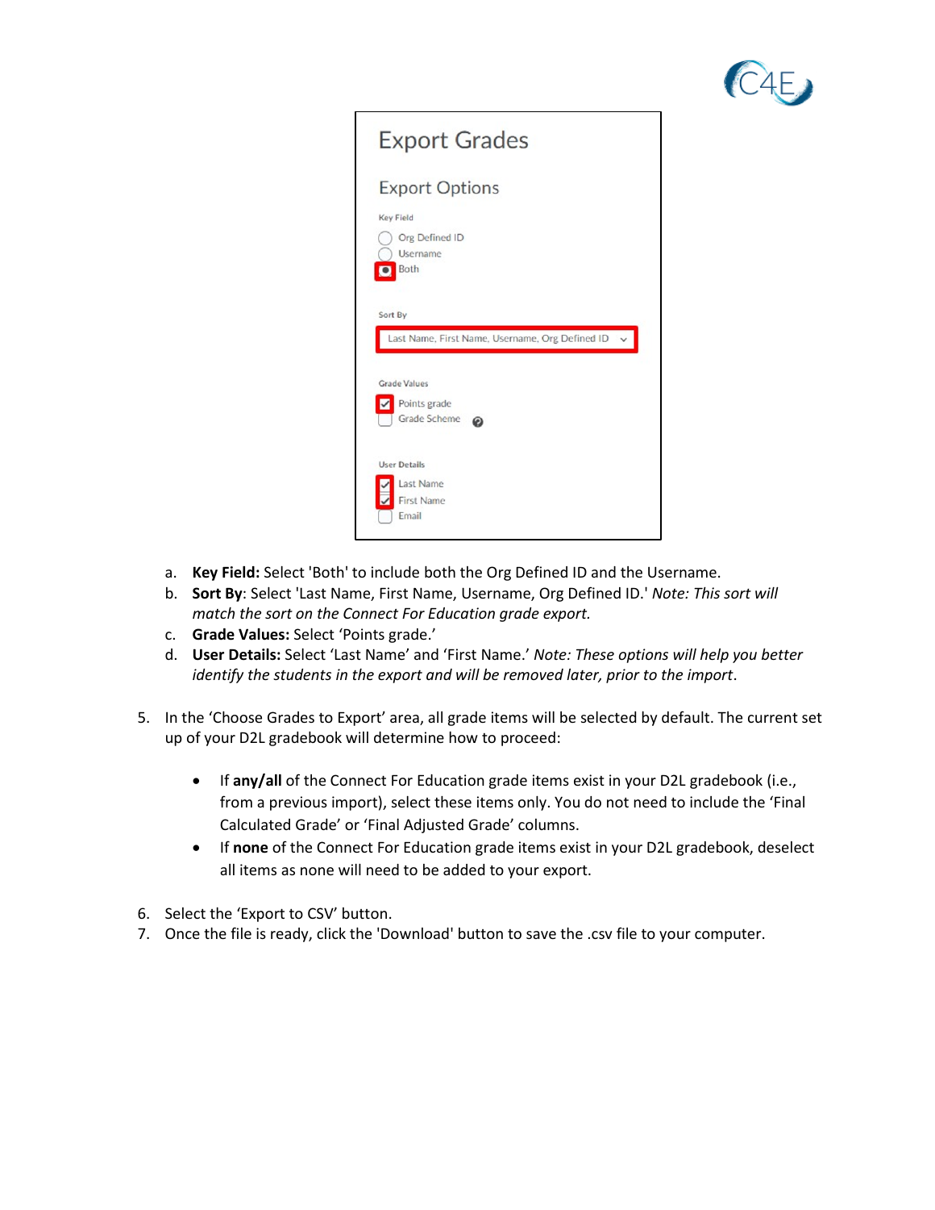a. **Key Field:** Select 'Both' to include both the Org Defined ID and the Username.
b. **Sort By**: Select 'Last Name, First Name, Username, Org Defined ID.' *Note: This sort will match the sort on the Connect For Education grade export.*
c. **Grade Values:** Select 'Points grade.'
d. **User Details:** Select 'Last Name' and 'First Name.' *Note: These options will help you better identify the students in the export and will be removed later, prior to the import*.

5. In the 'Choose Grades to Export' area, all grade items will be selected by default. The current set up of your D2L gradebook will determine how to proceed:

   - If **any/all** of the Connect For Education grade items exist in your D2L gradebook (i.e., from a previous import), select these items only. You do not need to include the 'Final Calculated Grade' or 'Final Adjusted Grade' columns.
   - If **none** of the Connect For Education grade items exist in your D2L gradebook, deselect all items as none will need to be added to your export.

6. Select the 'Export to CSV' button.
7. Once the file is ready, click the 'Download' button to save the .csv file to your computer.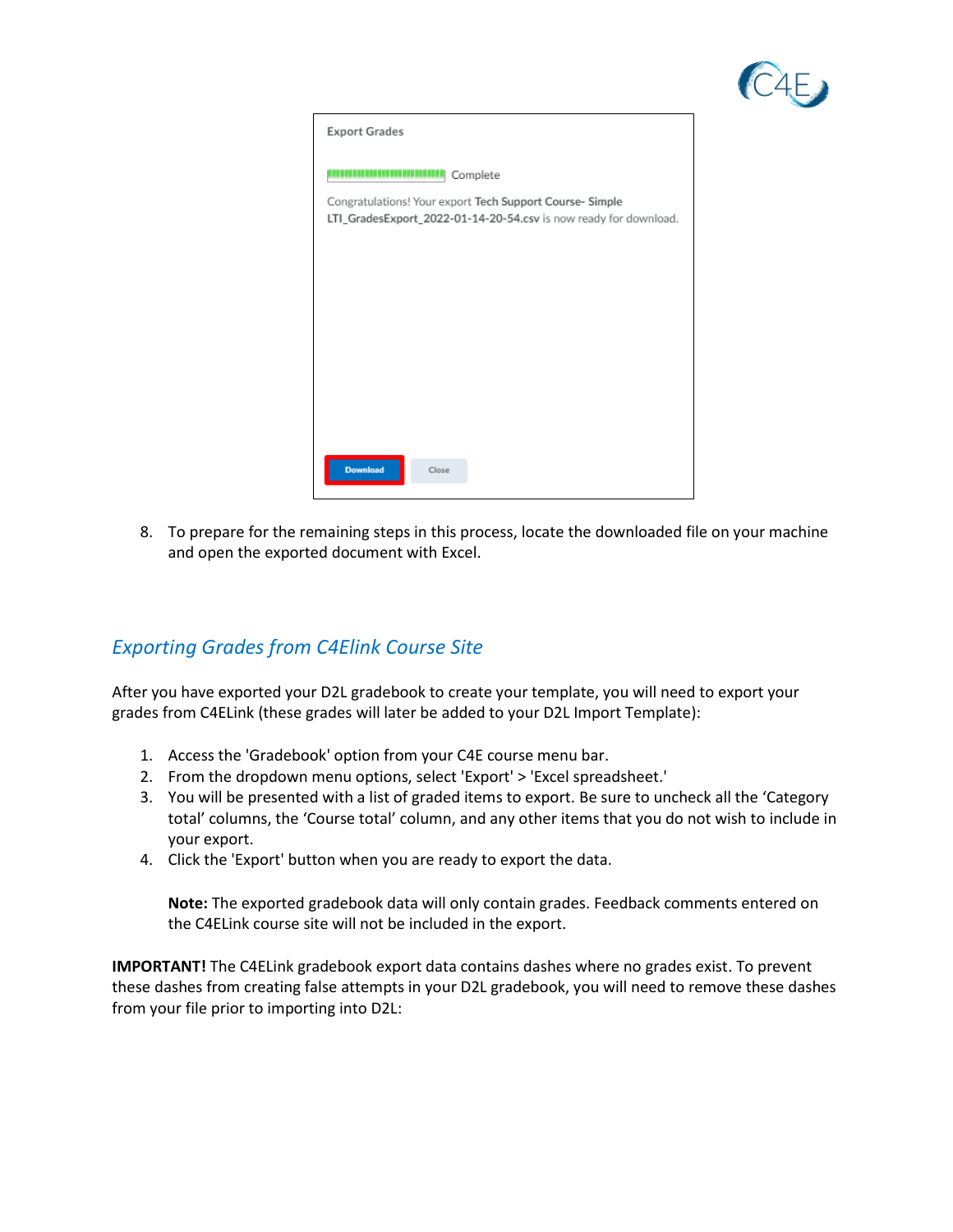Export Grades

Complete

Congratulations! Your export Tech Support Course- Simple LTI_GradesExport_2022-01-14-20-54.csv is now ready for download.

Download    Close

8. To prepare for the remaining steps in this process, locate the downloaded file on your machine and open the exported document with Excel.

## *Exporting Grades from C4Elink Course Site*

After you have exported your D2L gradebook to create your template, you will need to export your grades from C4ELink (these grades will later be added to your D2L Import Template):

1. Access the 'Gradebook' option from your C4E course menu bar.
2. From the dropdown menu options, select 'Export' > 'Excel spreadsheet.'
3. You will be presented with a list of graded items to export. Be sure to uncheck all the 'Category total' columns, the 'Course total' column, and any other items that you do not wish to include in your export.
4. Click the 'Export' button when you are ready to export the data.

   **Note:** The exported gradebook data will only contain grades. Feedback comments entered on the C4ELink course site will not be included in the export.

**IMPORTANT!** The C4ELink gradebook export data contains dashes where no grades exist. To prevent these dashes from creating false attempts in your D2L gradebook, you will need to remove these dashes from your file prior to importing into D2L: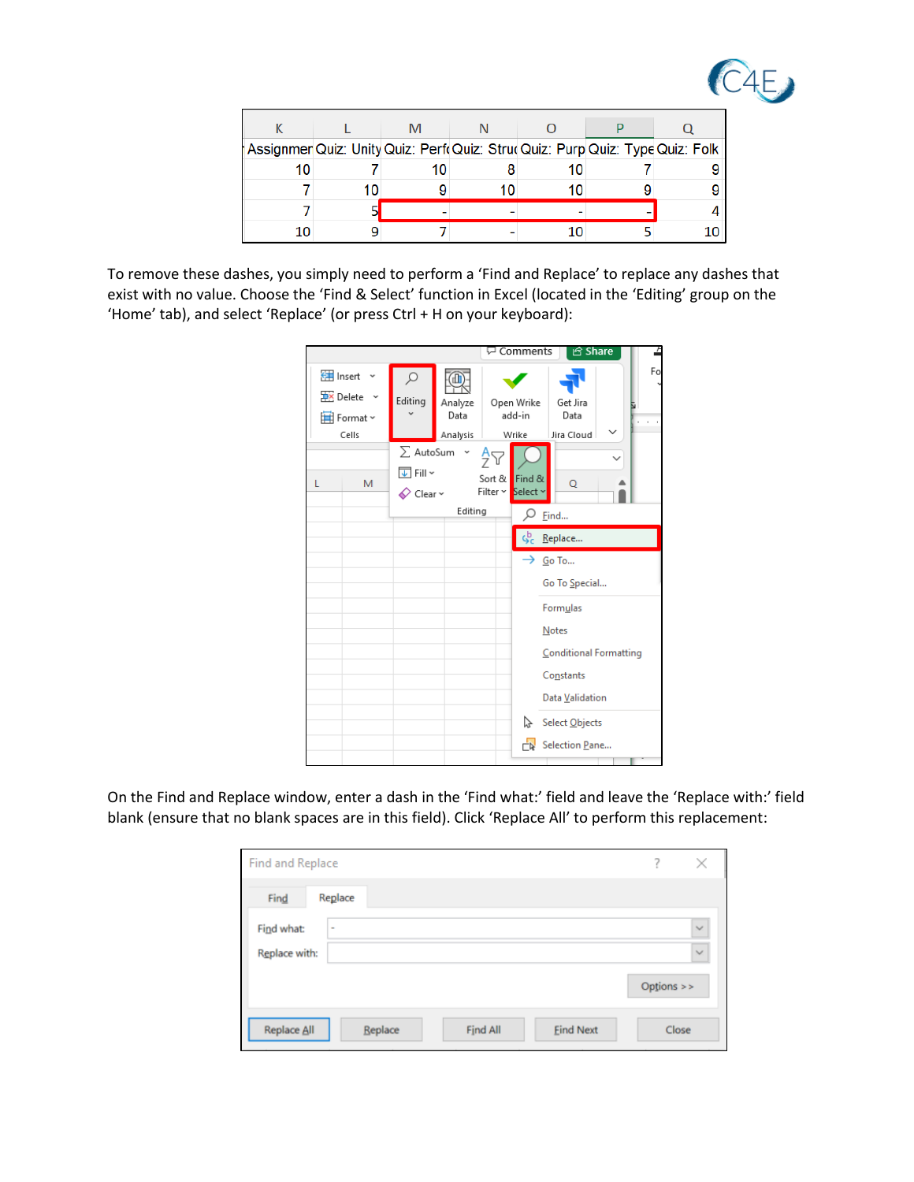| K | L | M | N | O | P | Q |
|---|---|---|---|---|---|---|
| Assignmer | Quiz: Unity | Quiz: Perf | Quiz: Struc | Quiz: Purp | Quiz: Type | Quiz: Folk |
| 10 | 7 | 10 | 8 | 10 | 7 | 9 |
| 7 | 10 | 9 | 10 | 10 | 9 | 9 |
| 7 | 5 | - | - | - | - | 4 |
| 10 | 9 | 7 | - | 10 | 5 | 10 |

To remove these dashes, you simply need to perform a 'Find and Replace' to replace any dashes that exist with no value. Choose the 'Find & Select' function in Excel (located in the 'Editing' group on the 'Home' tab), and select 'Replace' (or press Ctrl + H on your keyboard):

On the Find and Replace window, enter a dash in the 'Find what:' field and leave the 'Replace with:' field blank (ensure that no blank spaces are in this field). Click 'Replace All' to perform this replacement: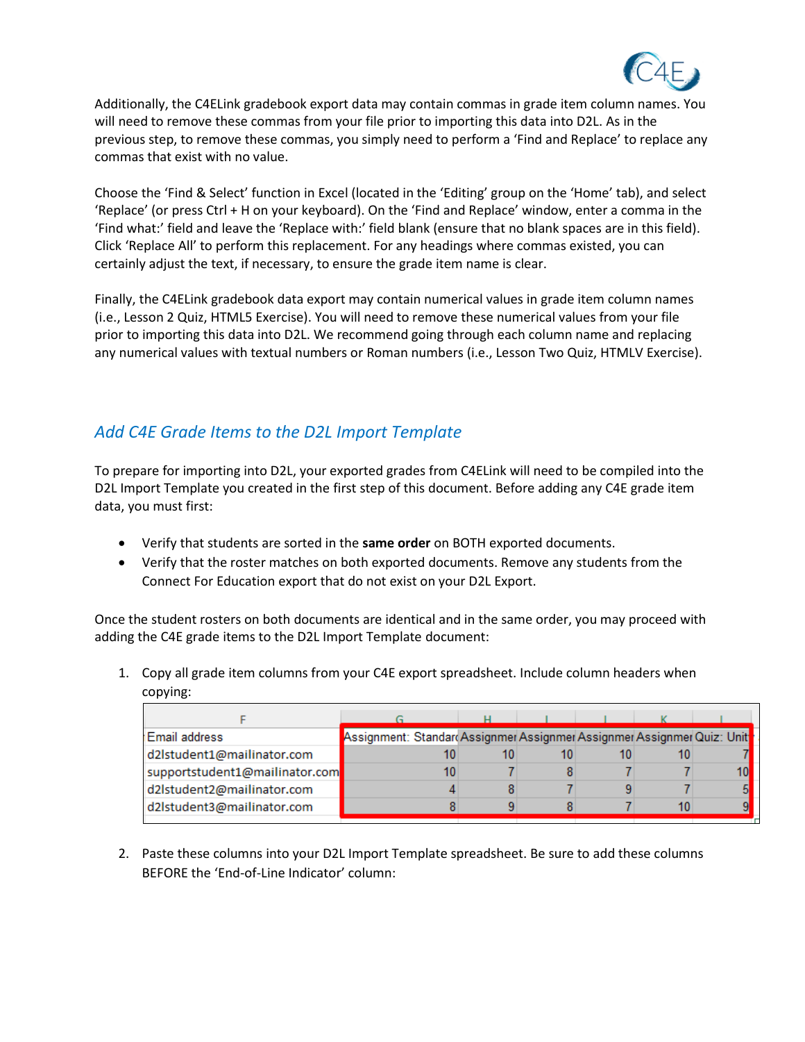Additionally, the C4ELink gradebook export data may contain commas in grade item column names. You will need to remove these commas from your file prior to importing this data into D2L. As in the previous step, to remove these commas, you simply need to perform a 'Find and Replace' to replace any commas that exist with no value.

Choose the 'Find & Select' function in Excel (located in the 'Editing' group on the 'Home' tab), and select 'Replace' (or press Ctrl + H on your keyboard). On the 'Find and Replace' window, enter a comma in the 'Find what:' field and leave the 'Replace with:' field blank (ensure that no blank spaces are in this field). Click 'Replace All' to perform this replacement. For any headings where commas existed, you can certainly adjust the text, if necessary, to ensure the grade item name is clear.

Finally, the C4ELink gradebook data export may contain numerical values in grade item column names (i.e., Lesson 2 Quiz, HTML5 Exercise). You will need to remove these numerical values from your file prior to importing this data into D2L. We recommend going through each column name and replacing any numerical values with textual numbers or Roman numbers (i.e., Lesson Two Quiz, HTMLV Exercise).

## *Add C4E Grade Items to the D2L Import Template*

To prepare for importing into D2L, your exported grades from C4ELink will need to be compiled into the D2L Import Template you created in the first step of this document. Before adding any C4E grade item data, you must first:

- Verify that students are sorted in the **same order** on BOTH exported documents.
- Verify that the roster matches on both exported documents. Remove any students from the Connect For Education export that do not exist on your D2L Export.

Once the student rosters on both documents are identical and in the same order, you may proceed with adding the C4E grade items to the D2L Import Template document:

1. Copy all grade item columns from your C4E export spreadsheet. Include column headers when copying:

| F | G | H | I | J | K | L |
|---|---|---|---|---|---|---|
| Email address | Assignment: Standard | Assignmer | Assignmer | Assignmer | Assignmer | Quiz: Unit |
| d2lstudent1@mailinator.com | 10 | 10 | 10 | 10 | 10 | 7 |
| supportstudent1@mailinator.com | 10 | 7 | 8 | 7 | 7 | 10 |
| d2lstudent2@mailinator.com | 4 | 8 | 7 | 9 | 7 | 5 |
| d2lstudent3@mailinator.com | 8 | 9 | 8 | 7 | 10 | 9 |

2. Paste these columns into your D2L Import Template spreadsheet. Be sure to add these columns BEFORE the 'End-of-Line Indicator' column: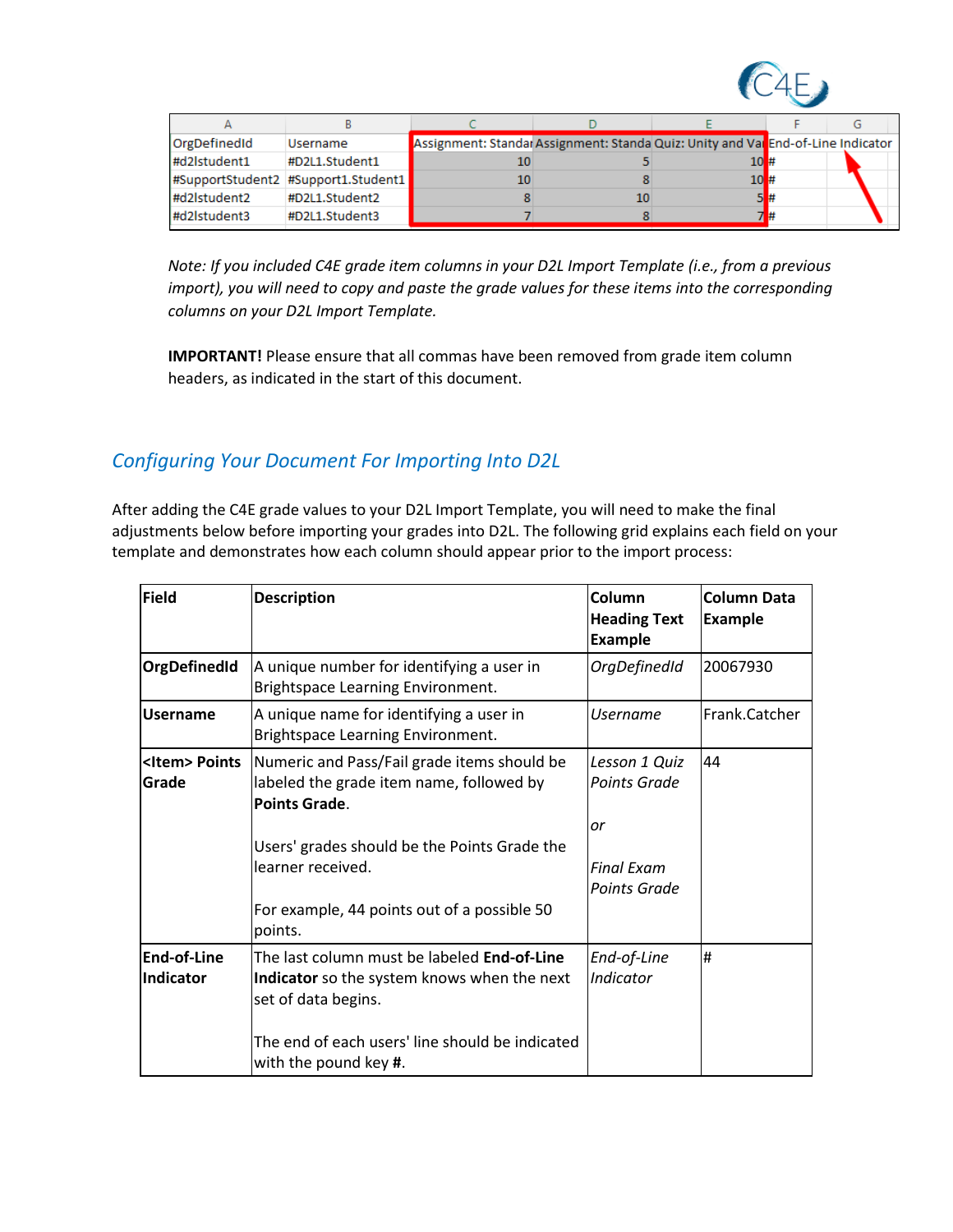| | A | B | C | D | E | F | G |
|---|---|---|---|---|---|---|---|
| | OrgDefinedId | Username | Assignment: Standar | Assignment: Standa | Quiz: Unity and Va | End-of-Line Indicator | |
| | #d2lstudent1 | #D2L1.Student1 | 10 | 5 | 10 | # | |
| | #SupportStudent2 | #Support1.Student1 | 10 | 8 | 10 | # | |
| | #d2lstudent2 | #D2L1.Student2 | 8 | 10 | 5 | # | |
| | #d2lstudent3 | #D2L1.Student3 | 7 | 8 | 7 | # | |

*Note: If you included C4E grade item columns in your D2L Import Template (i.e., from a previous import), you will need to copy and paste the grade values for these items into the corresponding columns on your D2L Import Template.*

**IMPORTANT!** Please ensure that all commas have been removed from grade item column headers, as indicated in the start of this document.

## *Configuring Your Document For Importing Into D2L*

After adding the C4E grade values to your D2L Import Template, you will need to make the final adjustments below before importing your grades into D2L. The following grid explains each field on your template and demonstrates how each column should appear prior to the import process:

| **Field** | **Description** | **Column Heading Text Example** | **Column Data Example** |
|---|---|---|---|
| **OrgDefinedId** | A unique number for identifying a user in Brightspace Learning Environment. | *OrgDefinedId* | 20067930 |
| **Username** | A unique name for identifying a user in Brightspace Learning Environment. | *Username* | Frank.Catcher |
| **<Item> Points Grade** | Numeric and Pass/Fail grade items should be labeled the grade item name, followed by **Points Grade**.<br><br>Users' grades should be the Points Grade the learner received.<br><br>For example, 44 points out of a possible 50 points. | *Lesson 1 Quiz Points Grade*<br><br>*or*<br><br>*Final Exam Points Grade* | 44 |
| **End-of-Line Indicator** | The last column must be labeled **End-of-Line Indicator** so the system knows when the next set of data begins.<br><br>The end of each users' line should be indicated with the pound key **#**. | *End-of-Line Indicator* | # |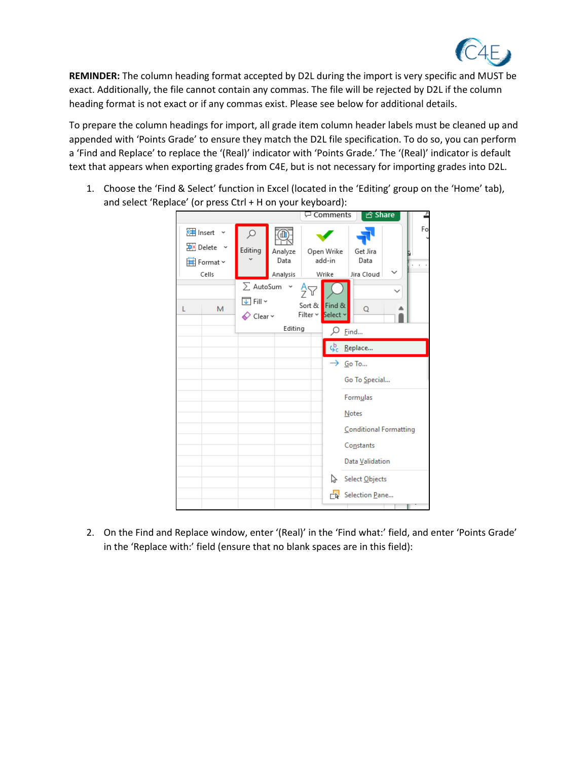**REMINDER:** The column heading format accepted by D2L during the import is very specific and MUST be exact. Additionally, the file cannot contain any commas. The file will be rejected by D2L if the column heading format is not exact or if any commas exist. Please see below for additional details.

To prepare the column headings for import, all grade item column header labels must be cleaned up and appended with 'Points Grade' to ensure they match the D2L file specification. To do so, you can perform a 'Find and Replace' to replace the '(Real)' indicator with 'Points Grade.' The '(Real)' indicator is default text that appears when exporting grades from C4E, but is not necessary for importing grades into D2L.

1. Choose the 'Find & Select' function in Excel (located in the 'Editing' group on the 'Home' tab), and select 'Replace' (or press Ctrl + H on your keyboard):

2. On the Find and Replace window, enter '(Real)' in the 'Find what:' field, and enter 'Points Grade' in the 'Replace with:' field (ensure that no blank spaces are in this field):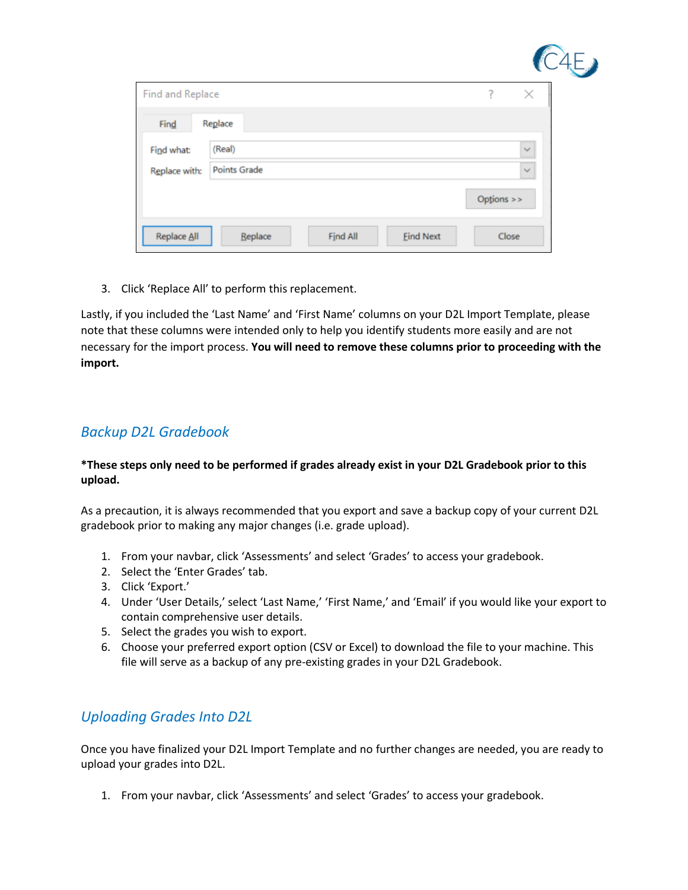3. Click 'Replace All' to perform this replacement.

Lastly, if you included the 'Last Name' and 'First Name' columns on your D2L Import Template, please note that these columns were intended only to help you identify students more easily and are not necessary for the import process. **You will need to remove these columns prior to proceeding with the import.**

## *Backup D2L Gradebook*

***These steps only need to be performed if grades already exist in your D2L Gradebook prior to this upload.**

As a precaution, it is always recommended that you export and save a backup copy of your current D2L gradebook prior to making any major changes (i.e. grade upload).

1. From your navbar, click 'Assessments' and select 'Grades' to access your gradebook.
2. Select the 'Enter Grades' tab.
3. Click 'Export.'
4. Under 'User Details,' select 'Last Name,' 'First Name,' and 'Email' if you would like your export to contain comprehensive user details.
5. Select the grades you wish to export.
6. Choose your preferred export option (CSV or Excel) to download the file to your machine. This file will serve as a backup of any pre-existing grades in your D2L Gradebook.

## *Uploading Grades Into D2L*

Once you have finalized your D2L Import Template and no further changes are needed, you are ready to upload your grades into D2L.

1. From your navbar, click 'Assessments' and select 'Grades' to access your gradebook.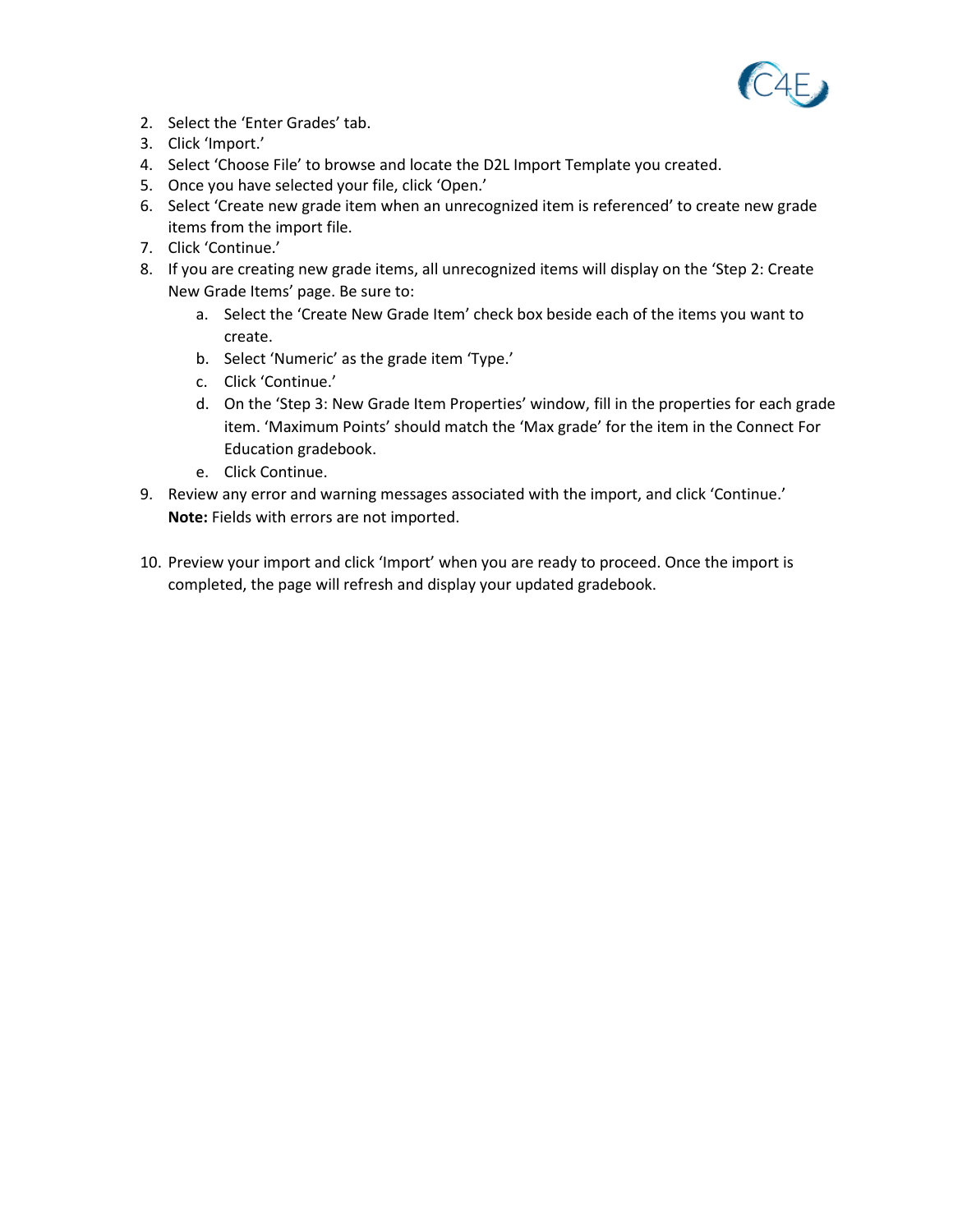2. Select the 'Enter Grades' tab.
3. Click 'Import.'
4. Select 'Choose File' to browse and locate the D2L Import Template you created.
5. Once you have selected your file, click 'Open.'
6. Select 'Create new grade item when an unrecognized item is referenced' to create new grade items from the import file.
7. Click 'Continue.'
8. If you are creating new grade items, all unrecognized items will display on the 'Step 2: Create New Grade Items' page. Be sure to:
    a. Select the 'Create New Grade Item' check box beside each of the items you want to create.
    b. Select 'Numeric' as the grade item 'Type.'
    c. Click 'Continue.'
    d. On the 'Step 3: New Grade Item Properties' window, fill in the properties for each grade item. 'Maximum Points' should match the 'Max grade' for the item in the Connect For Education gradebook.
    e. Click Continue.
9. Review any error and warning messages associated with the import, and click 'Continue.'
   **Note:** Fields with errors are not imported.

10. Preview your import and click 'Import' when you are ready to proceed. Once the import is completed, the page will refresh and display your updated gradebook.